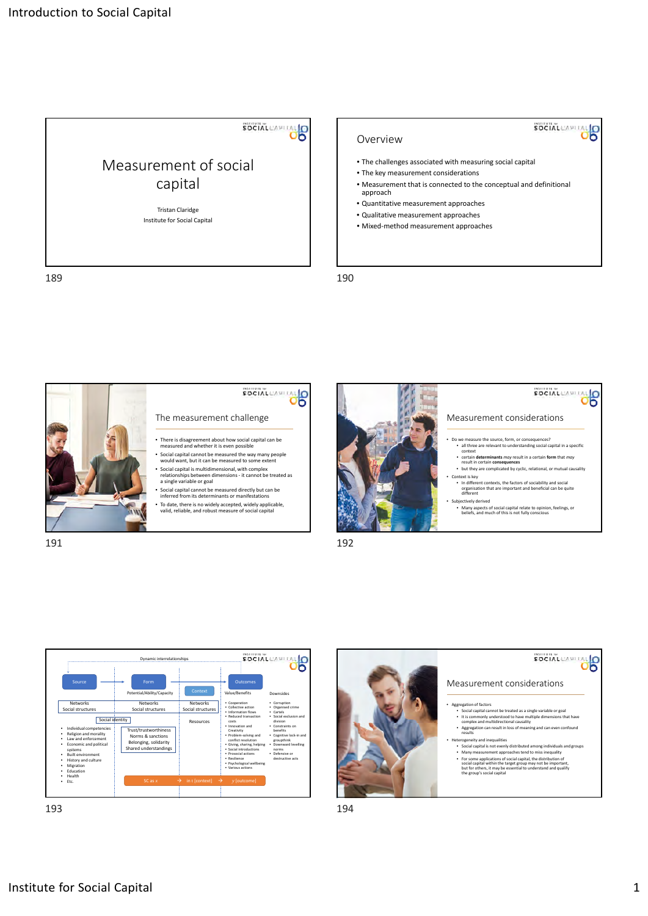# Measurement of social capital

Tristan Claridge

Institute for Social Capital

## Overview

- The challenges associated with measuring social capital
- The key measurement considerations
- Measurement that is connected to the conceptual and definitional approach
- Quantitative measurement approaches
- Qualitative measurement approaches
- Mixed-method measurement approaches

## The measurement challenge

- There is disagreement about how social capital can be measured and whether it is even possible
- Social capital cannot be measured the way many people would want, but it can be measured to some extent
- Social capital is multidimensional, with complex relationships between dimensions - it cannot be treated as a single variable or goal
- Social capital cannot be measured directly but can be inferred from its determinants or manifestations
- To date, there is no widely accepted, widely applicable, valid, reliable, and robust measure of social capital

## Measurement considerations

- Do we measure the source, form, or consequences?
  - all three are relevant to understanding social capital in a specific context
  - certain **determinants** *may* result in a certain **form** that *may* result in certain **consequences**
  - but they are complicated by cyclic, relational, or mutual causality
- Context is key
  - In different contexts, the factors of sociability and social organisation that are important and beneficial can be quite different
- Subjectively derived
  - Many aspects of social capital relate to opinion, feelings, or beliefs, and much of this is not fully conscious

## Dynamic interrelationships

Source → Form → Outcomes

| Source | Form (Potential/Ability/Capacity) | Context | Outcomes (Value/Benefits) | Downsides |
|---|---|---|---|---|
| Networks / Social structures | Networks / Social structures | Networks / Social structures | • Cooperation<br>• Collective action<br>• Information flows<br>• Reduced transaction costs<br>• Innovation and Creativity<br>• Problem-solving and conflict resolution<br>• Giving, sharing, helping<br>• Social introductions<br>• Prosocial actions<br>• Resilience<br>• Psychological wellbeing<br>• Various actions | • Corruption<br>• Organised crime<br>• Cartels<br>• Social exclusion and division<br>• Constraints on benefits<br>• Cognitive lock-in and groupthink<br>• Downward levelling norms<br>• Defensive or destructive acts |
| Social identity | Trust/trustworthiness<br>Norms & sanctions<br>Belonging, solidarity<br>Shared understandings | Resources | | |
| • Individual competencies<br>• Religion and morality<br>• Law and enforcement<br>• Economic and political systems<br>• Built environment<br>• History and culture<br>• Migration<br>• Education<br>• Health<br>• Etc. | | | | |

SC as x → in t [context] → y [outcome]

## Measurement considerations

- Aggregation of factors
  - Social capital cannot be treated as a single variable or goal
  - It is commonly understood to have multiple dimensions that have complex and multidirectional causality
  - Aggregation can result in loss of meaning and can even confound results
- Heterogeneity and inequalities
  - Social capital is not evenly distributed among individuals and groups
  - Many measurement approaches tend to miss inequality
  - For some applications of social capital, the distribution of social capital within the target group may not be important, but for others, it may be essential to understand and qualify the group's social capital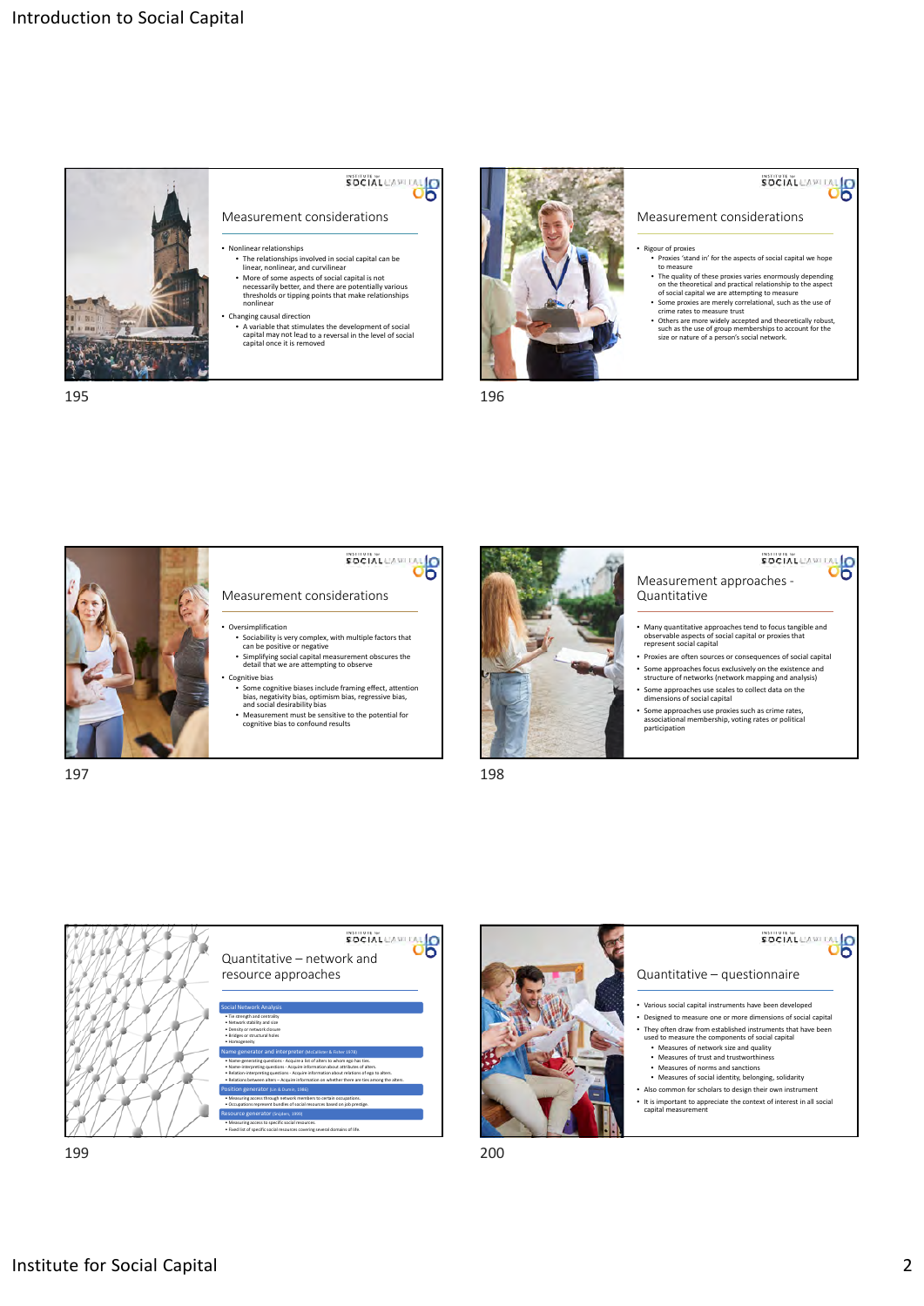## Measurement considerations

- Nonlinear relationships
  - The relationships involved in social capital can be linear, nonlinear, and curvilinear
  - More of some aspects of social capital is not necessarily better, and there are potentially various thresholds or tipping points that make relationships nonlinear
- Changing causal direction
  - A variable that stimulates the development of social capital may not lead to a reversal in the level of social capital once it is removed

## Measurement considerations

- Rigour of proxies
  - Proxies 'stand in' for the aspects of social capital we hope to measure
  - The quality of these proxies varies enormously depending on the theoretical and practical relationship to the aspect of social capital we are attempting to measure
  - Some proxies are merely correlational, such as the use of crime rates to measure trust
  - Others are more widely accepted and theoretically robust, such as the use of group memberships to account for the size or nature of a person's social network.

## Measurement considerations

- Oversimplification
  - Sociability is very complex, with multiple factors that can be positive or negative
  - Simplifying social capital measurement obscures the detail that we are attempting to observe
- Cognitive bias
  - Some cognitive biases include framing effect, attention bias, negativity bias, optimism bias, regressive bias, and social desirability bias
  - Measurement must be sensitive to the potential for cognitive bias to confound results

## Measurement approaches - Quantitative

- Many quantitative approaches tend to focus tangible and observable aspects of social capital or proxies that represent social capital
- Proxies are often sources or consequences of social capital
- Some approaches focus exclusively on the existence and structure of networks (network mapping and analysis)
- Some approaches use scales to collect data on the dimensions of social capital
- Some approaches use proxies such as crime rates, associational membership, voting rates or political participation

## Quantitative – network and resource approaches

**Social Network Analysis**
- Tie strength and centrality
- Network stability and size
- Density or network closure
- Bridges or structural holes
- Homogeneity

**Name generator and interpreter** (McCallister & Fisher 1978)
- Name-generating questions - Acquire a list of alters to whom ego has ties.
- Name-interpreting questions - Acquire information about attributes of alters.
- Relation-interpreting questions - Acquire information about relations of ego to alters.
- Relations between alters – Acquire information on whether there are ties among the alters.

**Position generator** (Lin & Dumin, 1986)
- Measuring access through network members to certain occupations.
- Occupations represent bundles of social resources based on job prestige.

**Resource generator** (Snijders, 1999)
- Measuring access to specific social resources.
- Fixed list of specific social resources covering several domains of life.

## Quantitative – questionnaire

- Various social capital instruments have been developed
- Designed to measure one or more dimensions of social capital
- They often draw from established instruments that have been used to measure the components of social capital
  - Measures of network size and quality
  - Measures of trust and trustworthiness
  - Measures of norms and sanctions
  - Measures of social identity, belonging, solidarity
- Also common for scholars to design their own instrument
- It is important to appreciate the context of interest in all social capital measurement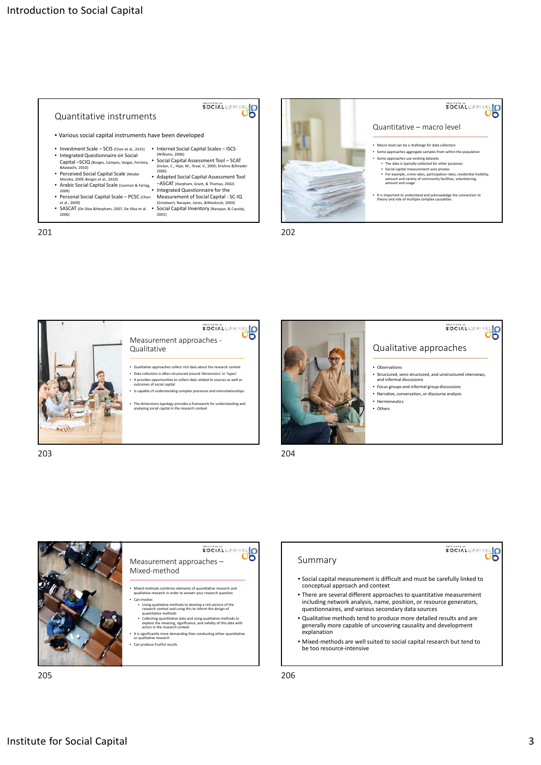## Quantitative instruments

- Various social capital instruments have been developed

- Investment Scale – SCIS (Chen et al., 2015)
- Integrated Questionnaire on Social Capital –SCIQ (Borges, Campos, Vargas, Ferreira, &Kawachi, 2010)
- Perceived Social Capital Scale (Modie-Moroka, 2009, Borges et al., 2010)
- Arabic Social Capital Scale (Looman & Farrag, 2009)
- Personal Social Capital Scale – PCSC (Chen et al., 2009)
- SASCAT (De Silva &Harpham, 2007, De Silva et al. 2006)
- Internet Social Capital Scales – ISCS (Williams, 2006)
- Social Capital Assessment Tool – SCAT (Inclan, C., Hijar, M., Tovar, V., 2005; Krishna &Shrader 2000)
- Adapted Social Capital Assessment Tool –ASCAT (Harpham, Grant, & Thomas, 2002)
- Integrated Questionnaire for the Measurement of Social Capital - SC-IQ (Grootaert, Narayan, Jones, &Woolcock, 2003)
- Social Capital Inventory (Narayan, & Cassidy, 2001)

201

## Quantitative – macro level

- Macro level can be a challenge for data collection
- Some approaches aggregate samples from within the population
- Some approaches use existing datasets
  - The data is typically collected for other purposes
  - Social capital measurement uses proxies
  - For example, crime rates, participation rates, residential mobility, amount and variety of community facilities, volunteering, amount and usage
- It is important to understand and acknowledge the connection to theory and role of multiple complex causalities

202

## Measurement approaches - Qualitative

- Qualitative approaches collect rich data about the research context
- Data collection is often structured around 'dimensions' or 'types'
- It provides opportunities to collect data related to sources as well as outcomes of social capital
- Is capable of understanding complex processes and interrelationships
- The dimensions typology provides a framework for understanding and analysing social capital in the research context

203

## Qualitative approaches

- Observations
- Structured, semi-structured, and unstructured interviews, and informal discussions
- Focus groups and informal group discussions
- Narrative, conversation, or discourse analysis
- Hermeneutics
- Others

204

## Measurement approaches – Mixed-method

- Mixed-methods combines elements of quantitative research and qualitative research in order to answer your research question
- Can involve:
  - Using qualitative methods to develop a rich picture of the research context and using this to inform the design of quantitative methods
  - Collecting quantitative data and using qualitative methods to explore the meaning, significance, and validity of this data with actors in the research context
- It is significantly more demanding then conducting either quantitative or qualitative research
- Can produce fruitful results

205

## Summary

- Social capital measurement is difficult and must be carefully linked to conceptual approach and context
- There are several different approaches to quantitative measurement including network analysis, name, position, or resource generators, questionnaires, and various secondary data sources
- Qualitative methods tend to produce more detailed results and are generally more capable of uncovering causality and development explanation
- Mixed-methods are well suited to social capital research but tend to be too resource-intensive

206